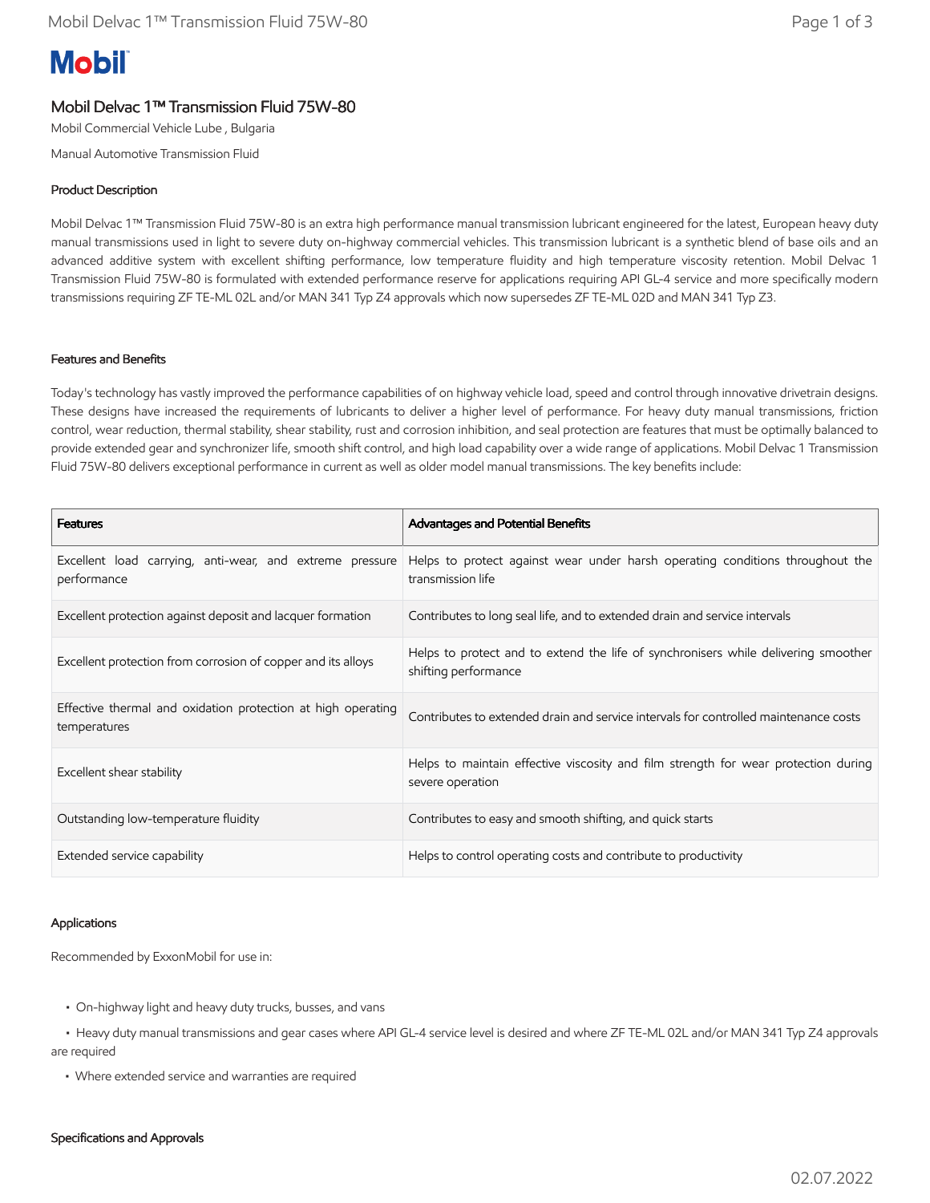Mobil

# Mobil Delvac 1™ Transmission Fluid 75W-80

Mobil Commercial Vehicle Lube , Bulgaria

Manual Automotive Transmission Fluid

## Product Description

Mobil Delvac 1™ Transmission Fluid 75W-80 is an extra high performance manual transmission lubricant engineered for the latest, European heavy duty manual transmissions used in light to severe duty on-highway commercial vehicles. This transmission lubricant is a synthetic blend of base oils and an advanced additive system with excellent shifting performance, low temperature fluidity and high temperature viscosity retention. Mobil Delvac 1 Transmission Fluid 75W-80 is formulated with extended performance reserve for applications requiring API GL-4 service and more specifically modern transmissions requiring ZF TE-ML 02L and/or MAN 341 Typ Z4 approvals which now supersedes ZF TE-ML 02D and MAN 341 Typ Z3.

## Features and Benefits

Today's technology has vastly improved the performance capabilities of on highway vehicle load, speed and control through innovative drivetrain designs. These designs have increased the requirements of lubricants to deliver a higher level of performance. For heavy duty manual transmissions, friction control, wear reduction, thermal stability, shear stability, rust and corrosion inhibition, and seal protection are features that must be optimally balanced to provide extended gear and synchronizer life, smooth shift control, and high load capability over a wide range of applications. Mobil Delvac 1 Transmission Fluid 75W-80 delivers exceptional performance in current as well as older model manual transmissions. The key benefits include:

| Features | Advantages and Potential Benefits |
|---|---|
| Excellent load carrying, anti-wear, and extreme pressure performance | Helps to protect against wear under harsh operating conditions throughout the transmission life |
| Excellent protection against deposit and lacquer formation | Contributes to long seal life, and to extended drain and service intervals |
| Excellent protection from corrosion of copper and its alloys | Helps to protect and to extend the life of synchronisers while delivering smoother shifting performance |
| Effective thermal and oxidation protection at high operating temperatures | Contributes to extended drain and service intervals for controlled maintenance costs |
| Excellent shear stability | Helps to maintain effective viscosity and film strength for wear protection during severe operation |
| Outstanding low-temperature fluidity | Contributes to easy and smooth shifting, and quick starts |
| Extended service capability | Helps to control operating costs and contribute to productivity |

## Applications

Recommended by ExxonMobil for use in:

- On-highway light and heavy duty trucks, busses, and vans
- Heavy duty manual transmissions and gear cases where API GL-4 service level is desired and where ZF TE-ML 02L and/or MAN 341 Typ Z4 approvals are required
- Where extended service and warranties are required

## Specifications and Approvals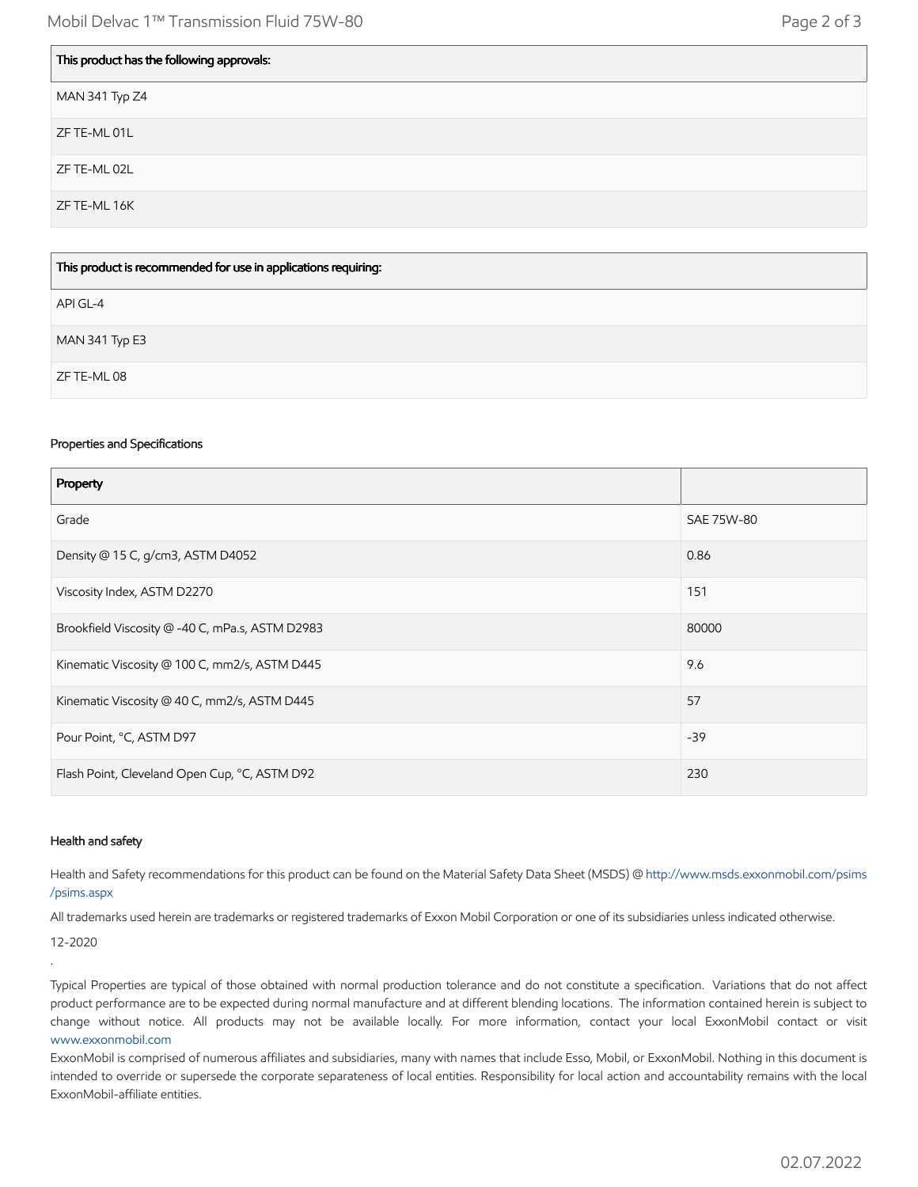| This product has the following approvals: |
|---|
| MAN 341 Typ Z4 |
| ZF TE-ML 01L |
| ZF TE-ML 02L |
| ZF TE-ML 16K |

| This product is recommended for use in applications requiring: |
|---|
| API GL-4 |
| MAN 341 Typ E3 |
| ZF TE-ML 08 |

### Properties and Specifications

| Property | |
|---|---|
| Grade | SAE 75W-80 |
| Density @ 15 C, g/cm3, ASTM D4052 | 0.86 |
| Viscosity Index, ASTM D2270 | 151 |
| Brookfield Viscosity @ -40 C, mPa.s, ASTM D2983 | 80000 |
| Kinematic Viscosity @ 100 C, mm2/s, ASTM D445 | 9.6 |
| Kinematic Viscosity @ 40 C, mm2/s, ASTM D445 | 57 |
| Pour Point, °C, ASTM D97 | -39 |
| Flash Point, Cleveland Open Cup, °C, ASTM D92 | 230 |

### Health and safety

Health and Safety recommendations for this product can be found on the Material Safety Data Sheet (MSDS) @ http://www.msds.exxonmobil.com/psims/psims.aspx

All trademarks used herein are trademarks or registered trademarks of Exxon Mobil Corporation or one of its subsidiaries unless indicated otherwise.

12-2020

.

Typical Properties are typical of those obtained with normal production tolerance and do not constitute a specification. Variations that do not affect product performance are to be expected during normal manufacture and at different blending locations. The information contained herein is subject to change without notice. All products may not be available locally. For more information, contact your local ExxonMobil contact or visit www.exxonmobil.com

ExxonMobil is comprised of numerous affiliates and subsidiaries, many with names that include Esso, Mobil, or ExxonMobil. Nothing in this document is intended to override or supersede the corporate separateness of local entities. Responsibility for local action and accountability remains with the local ExxonMobil-affiliate entities.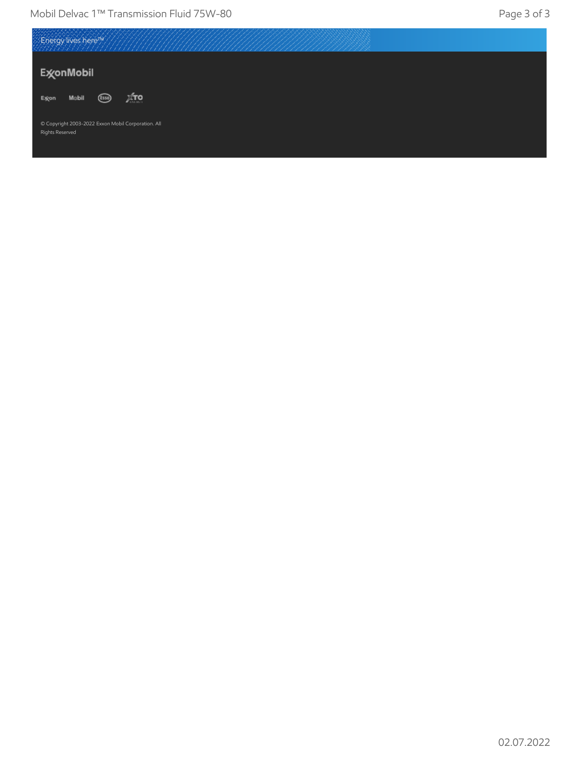Energy lives here™

ExxonMobil

Exxon Mobil Esso XTO

© Copyright 2003-2022 Exxon Mobil Corporation. All Rights Reserved